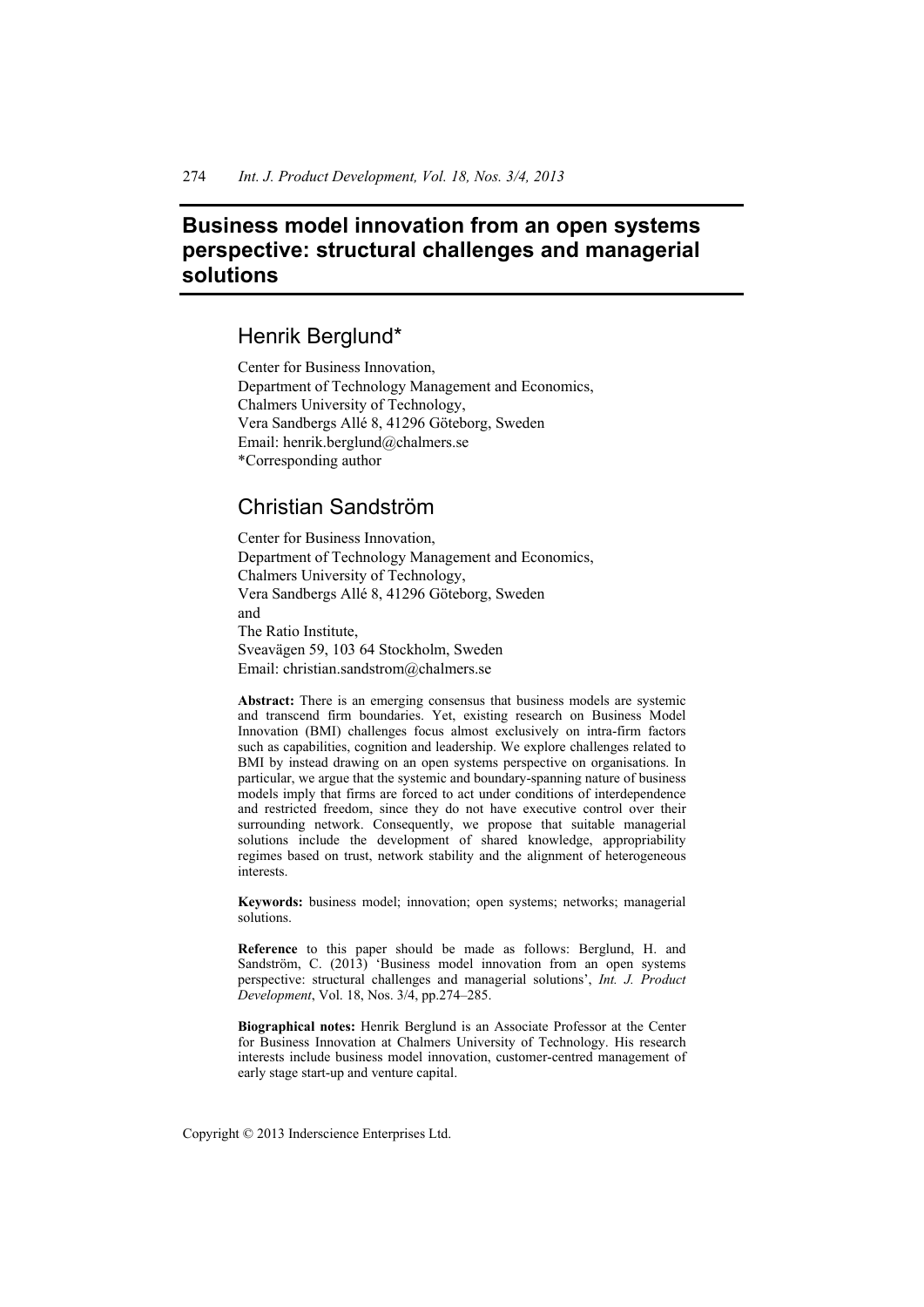# Business model innovation from an open systems perspective: structural challenges and managerial solutions

## Henrik Berglund*

Center for Business Innovation,
Department of Technology Management and Economics,
Chalmers University of Technology,
Vera Sandbergs Allé 8, 41296 Göteborg, Sweden
Email: henrik.berglund@chalmers.se
*Corresponding author

## Christian Sandström

Center for Business Innovation,
Department of Technology Management and Economics,
Chalmers University of Technology,
Vera Sandbergs Allé 8, 41296 Göteborg, Sweden
and
The Ratio Institute,
Sveavägen 59, 103 64 Stockholm, Sweden
Email: christian.sandstrom@chalmers.se

**Abstract:** There is an emerging consensus that business models are systemic and transcend firm boundaries. Yet, existing research on Business Model Innovation (BMI) challenges focus almost exclusively on intra-firm factors such as capabilities, cognition and leadership. We explore challenges related to BMI by instead drawing on an open systems perspective on organisations. In particular, we argue that the systemic and boundary-spanning nature of business models imply that firms are forced to act under conditions of interdependence and restricted freedom, since they do not have executive control over their surrounding network. Consequently, we propose that suitable managerial solutions include the development of shared knowledge, appropriability regimes based on trust, network stability and the alignment of heterogeneous interests.

**Keywords:** business model; innovation; open systems; networks; managerial solutions.

**Reference** to this paper should be made as follows: Berglund, H. and Sandström, C. (2013) 'Business model innovation from an open systems perspective: structural challenges and managerial solutions', *Int. J. Product Development*, Vol. 18, Nos. 3/4, pp.274–285.

**Biographical notes:** Henrik Berglund is an Associate Professor at the Center for Business Innovation at Chalmers University of Technology. His research interests include business model innovation, customer-centred management of early stage start-up and venture capital.

Copyright © 2013 Inderscience Enterprises Ltd.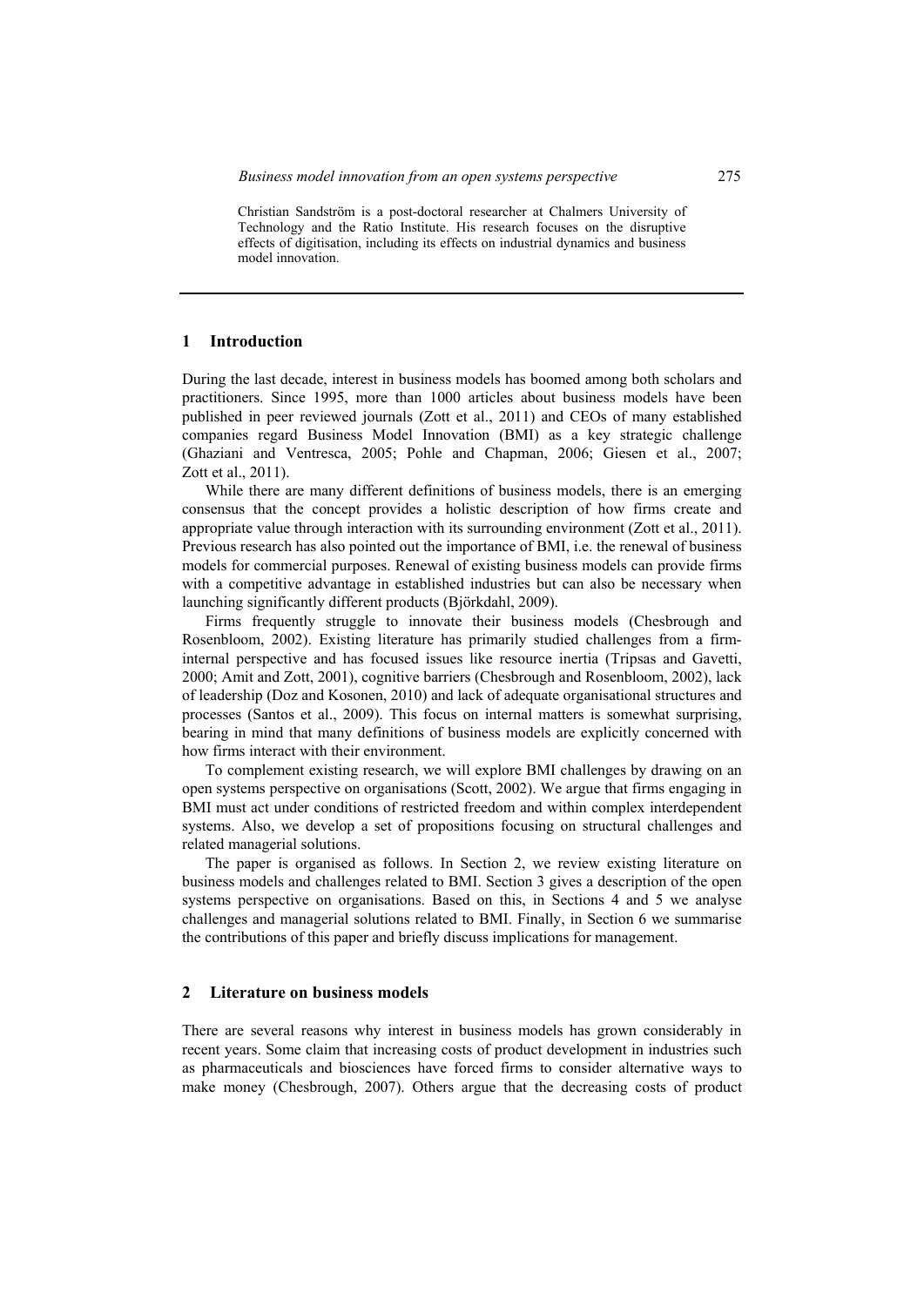Christian Sandström is a post-doctoral researcher at Chalmers University of Technology and the Ratio Institute. His research focuses on the disruptive effects of digitisation, including its effects on industrial dynamics and business model innovation.

## 1 Introduction

During the last decade, interest in business models has boomed among both scholars and practitioners. Since 1995, more than 1000 articles about business models have been published in peer reviewed journals (Zott et al., 2011) and CEOs of many established companies regard Business Model Innovation (BMI) as a key strategic challenge (Ghaziani and Ventresca, 2005; Pohle and Chapman, 2006; Giesen et al., 2007; Zott et al., 2011).

While there are many different definitions of business models, there is an emerging consensus that the concept provides a holistic description of how firms create and appropriate value through interaction with its surrounding environment (Zott et al., 2011). Previous research has also pointed out the importance of BMI, i.e. the renewal of business models for commercial purposes. Renewal of existing business models can provide firms with a competitive advantage in established industries but can also be necessary when launching significantly different products (Björkdahl, 2009).

Firms frequently struggle to innovate their business models (Chesbrough and Rosenbloom, 2002). Existing literature has primarily studied challenges from a firm-internal perspective and has focused issues like resource inertia (Tripsas and Gavetti, 2000; Amit and Zott, 2001), cognitive barriers (Chesbrough and Rosenbloom, 2002), lack of leadership (Doz and Kosonen, 2010) and lack of adequate organisational structures and processes (Santos et al., 2009). This focus on internal matters is somewhat surprising, bearing in mind that many definitions of business models are explicitly concerned with how firms interact with their environment.

To complement existing research, we will explore BMI challenges by drawing on an open systems perspective on organisations (Scott, 2002). We argue that firms engaging in BMI must act under conditions of restricted freedom and within complex interdependent systems. Also, we develop a set of propositions focusing on structural challenges and related managerial solutions.

The paper is organised as follows. In Section 2, we review existing literature on business models and challenges related to BMI. Section 3 gives a description of the open systems perspective on organisations. Based on this, in Sections 4 and 5 we analyse challenges and managerial solutions related to BMI. Finally, in Section 6 we summarise the contributions of this paper and briefly discuss implications for management.

## 2 Literature on business models

There are several reasons why interest in business models has grown considerably in recent years. Some claim that increasing costs of product development in industries such as pharmaceuticals and biosciences have forced firms to consider alternative ways to make money (Chesbrough, 2007). Others argue that the decreasing costs of product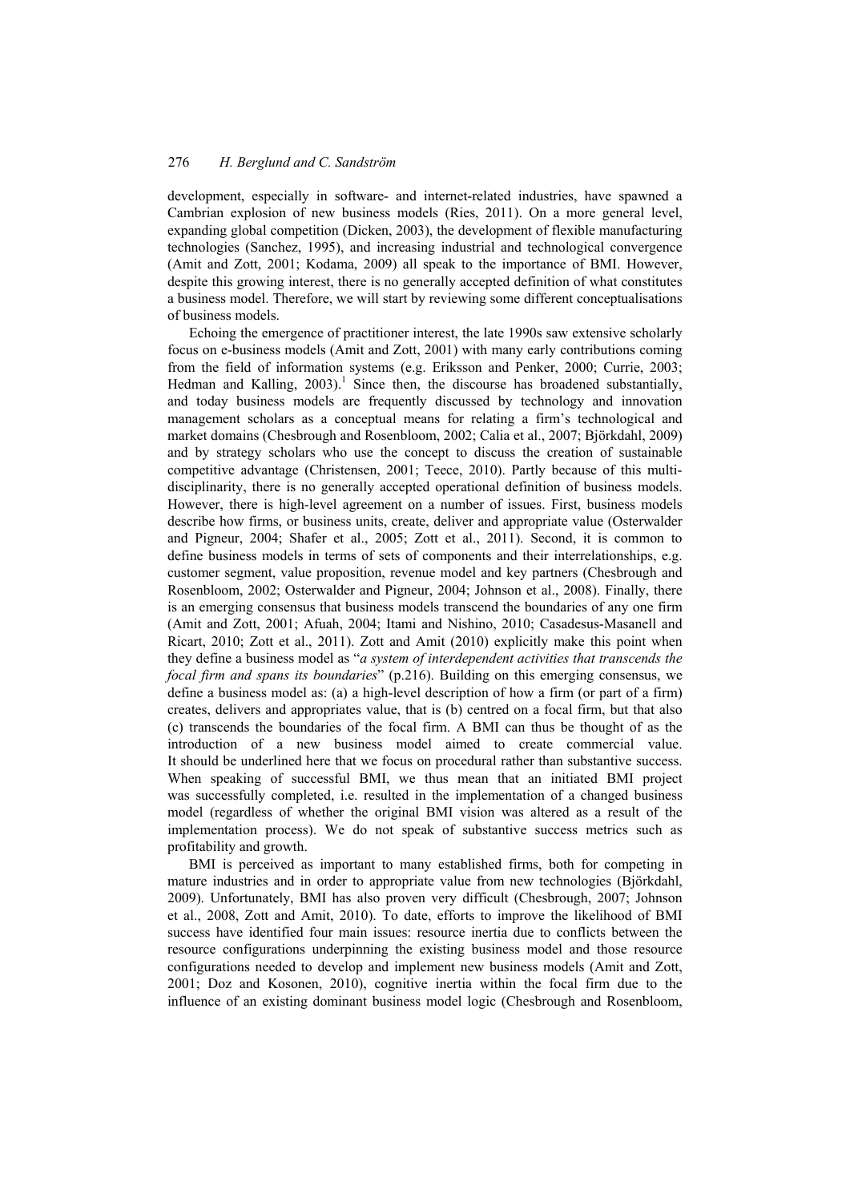development, especially in software- and internet-related industries, have spawned a Cambrian explosion of new business models (Ries, 2011). On a more general level, expanding global competition (Dicken, 2003), the development of flexible manufacturing technologies (Sanchez, 1995), and increasing industrial and technological convergence (Amit and Zott, 2001; Kodama, 2009) all speak to the importance of BMI. However, despite this growing interest, there is no generally accepted definition of what constitutes a business model. Therefore, we will start by reviewing some different conceptualisations of business models.

Echoing the emergence of practitioner interest, the late 1990s saw extensive scholarly focus on e-business models (Amit and Zott, 2001) with many early contributions coming from the field of information systems (e.g. Eriksson and Penker, 2000; Currie, 2003; Hedman and Kalling, 2003).[1] Since then, the discourse has broadened substantially, and today business models are frequently discussed by technology and innovation management scholars as a conceptual means for relating a firm's technological and market domains (Chesbrough and Rosenbloom, 2002; Calia et al., 2007; Björkdahl, 2009) and by strategy scholars who use the concept to discuss the creation of sustainable competitive advantage (Christensen, 2001; Teece, 2010). Partly because of this multi-disciplinarity, there is no generally accepted operational definition of business models. However, there is high-level agreement on a number of issues. First, business models describe how firms, or business units, create, deliver and appropriate value (Osterwalder and Pigneur, 2004; Shafer et al., 2005; Zott et al., 2011). Second, it is common to define business models in terms of sets of components and their interrelationships, e.g. customer segment, value proposition, revenue model and key partners (Chesbrough and Rosenbloom, 2002; Osterwalder and Pigneur, 2004; Johnson et al., 2008). Finally, there is an emerging consensus that business models transcend the boundaries of any one firm (Amit and Zott, 2001; Afuah, 2004; Itami and Nishino, 2010; Casadesus-Masanell and Ricart, 2010; Zott et al., 2011). Zott and Amit (2010) explicitly make this point when they define a business model as "*a system of interdependent activities that transcends the focal firm and spans its boundaries*" (p.216). Building on this emerging consensus, we define a business model as: (a) a high-level description of how a firm (or part of a firm) creates, delivers and appropriates value, that is (b) centred on a focal firm, but that also (c) transcends the boundaries of the focal firm. A BMI can thus be thought of as the introduction of a new business model aimed to create commercial value. It should be underlined here that we focus on procedural rather than substantive success. When speaking of successful BMI, we thus mean that an initiated BMI project was successfully completed, i.e. resulted in the implementation of a changed business model (regardless of whether the original BMI vision was altered as a result of the implementation process). We do not speak of substantive success metrics such as profitability and growth.

BMI is perceived as important to many established firms, both for competing in mature industries and in order to appropriate value from new technologies (Björkdahl, 2009). Unfortunately, BMI has also proven very difficult (Chesbrough, 2007; Johnson et al., 2008, Zott and Amit, 2010). To date, efforts to improve the likelihood of BMI success have identified four main issues: resource inertia due to conflicts between the resource configurations underpinning the existing business model and those resource configurations needed to develop and implement new business models (Amit and Zott, 2001; Doz and Kosonen, 2010), cognitive inertia within the focal firm due to the influence of an existing dominant business model logic (Chesbrough and Rosenbloom,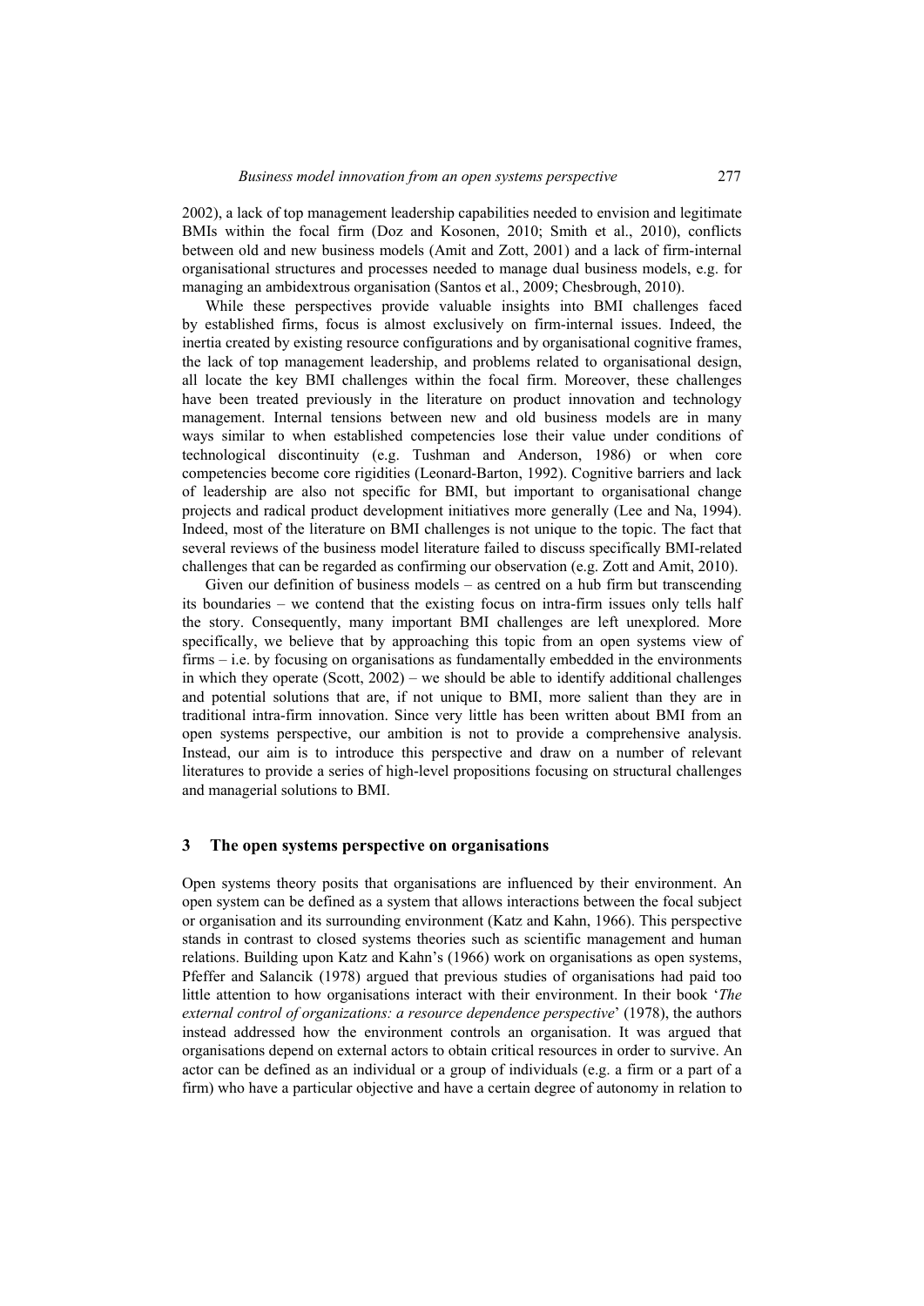2002), a lack of top management leadership capabilities needed to envision and legitimate BMIs within the focal firm (Doz and Kosonen, 2010; Smith et al., 2010), conflicts between old and new business models (Amit and Zott, 2001) and a lack of firm-internal organisational structures and processes needed to manage dual business models, e.g. for managing an ambidextrous organisation (Santos et al., 2009; Chesbrough, 2010).

While these perspectives provide valuable insights into BMI challenges faced by established firms, focus is almost exclusively on firm-internal issues. Indeed, the inertia created by existing resource configurations and by organisational cognitive frames, the lack of top management leadership, and problems related to organisational design, all locate the key BMI challenges within the focal firm. Moreover, these challenges have been treated previously in the literature on product innovation and technology management. Internal tensions between new and old business models are in many ways similar to when established competencies lose their value under conditions of technological discontinuity (e.g. Tushman and Anderson, 1986) or when core competencies become core rigidities (Leonard-Barton, 1992). Cognitive barriers and lack of leadership are also not specific for BMI, but important to organisational change projects and radical product development initiatives more generally (Lee and Na, 1994). Indeed, most of the literature on BMI challenges is not unique to the topic. The fact that several reviews of the business model literature failed to discuss specifically BMI-related challenges that can be regarded as confirming our observation (e.g. Zott and Amit, 2010).

Given our definition of business models – as centred on a hub firm but transcending its boundaries – we contend that the existing focus on intra-firm issues only tells half the story. Consequently, many important BMI challenges are left unexplored. More specifically, we believe that by approaching this topic from an open systems view of firms – i.e. by focusing on organisations as fundamentally embedded in the environments in which they operate (Scott, 2002) – we should be able to identify additional challenges and potential solutions that are, if not unique to BMI, more salient than they are in traditional intra-firm innovation. Since very little has been written about BMI from an open systems perspective, our ambition is not to provide a comprehensive analysis. Instead, our aim is to introduce this perspective and draw on a number of relevant literatures to provide a series of high-level propositions focusing on structural challenges and managerial solutions to BMI.

## 3 The open systems perspective on organisations

Open systems theory posits that organisations are influenced by their environment. An open system can be defined as a system that allows interactions between the focal subject or organisation and its surrounding environment (Katz and Kahn, 1966). This perspective stands in contrast to closed systems theories such as scientific management and human relations. Building upon Katz and Kahn's (1966) work on organisations as open systems, Pfeffer and Salancik (1978) argued that previous studies of organisations had paid too little attention to how organisations interact with their environment. In their book '*The external control of organizations: a resource dependence perspective*' (1978), the authors instead addressed how the environment controls an organisation. It was argued that organisations depend on external actors to obtain critical resources in order to survive. An actor can be defined as an individual or a group of individuals (e.g. a firm or a part of a firm) who have a particular objective and have a certain degree of autonomy in relation to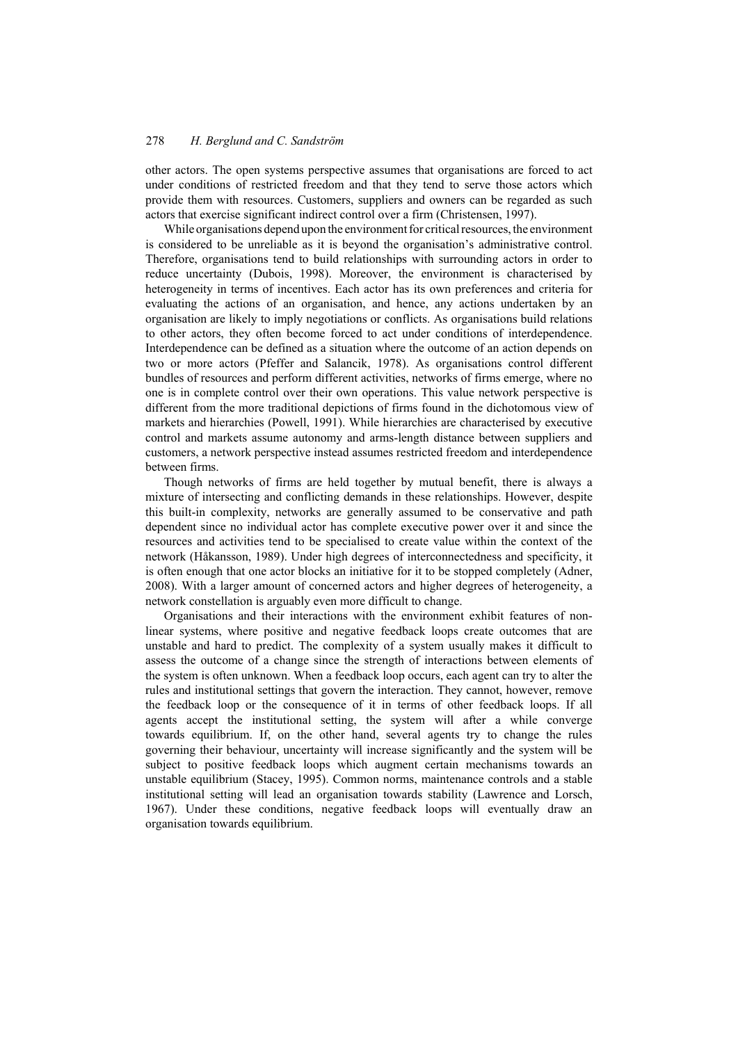other actors. The open systems perspective assumes that organisations are forced to act under conditions of restricted freedom and that they tend to serve those actors which provide them with resources. Customers, suppliers and owners can be regarded as such actors that exercise significant indirect control over a firm (Christensen, 1997).

While organisations depend upon the environment for critical resources, the environment is considered to be unreliable as it is beyond the organisation's administrative control. Therefore, organisations tend to build relationships with surrounding actors in order to reduce uncertainty (Dubois, 1998). Moreover, the environment is characterised by heterogeneity in terms of incentives. Each actor has its own preferences and criteria for evaluating the actions of an organisation, and hence, any actions undertaken by an organisation are likely to imply negotiations or conflicts. As organisations build relations to other actors, they often become forced to act under conditions of interdependence. Interdependence can be defined as a situation where the outcome of an action depends on two or more actors (Pfeffer and Salancik, 1978). As organisations control different bundles of resources and perform different activities, networks of firms emerge, where no one is in complete control over their own operations. This value network perspective is different from the more traditional depictions of firms found in the dichotomous view of markets and hierarchies (Powell, 1991). While hierarchies are characterised by executive control and markets assume autonomy and arms-length distance between suppliers and customers, a network perspective instead assumes restricted freedom and interdependence between firms.

Though networks of firms are held together by mutual benefit, there is always a mixture of intersecting and conflicting demands in these relationships. However, despite this built-in complexity, networks are generally assumed to be conservative and path dependent since no individual actor has complete executive power over it and since the resources and activities tend to be specialised to create value within the context of the network (Håkansson, 1989). Under high degrees of interconnectedness and specificity, it is often enough that one actor blocks an initiative for it to be stopped completely (Adner, 2008). With a larger amount of concerned actors and higher degrees of heterogeneity, a network constellation is arguably even more difficult to change.

Organisations and their interactions with the environment exhibit features of non-linear systems, where positive and negative feedback loops create outcomes that are unstable and hard to predict. The complexity of a system usually makes it difficult to assess the outcome of a change since the strength of interactions between elements of the system is often unknown. When a feedback loop occurs, each agent can try to alter the rules and institutional settings that govern the interaction. They cannot, however, remove the feedback loop or the consequence of it in terms of other feedback loops. If all agents accept the institutional setting, the system will after a while converge towards equilibrium. If, on the other hand, several agents try to change the rules governing their behaviour, uncertainty will increase significantly and the system will be subject to positive feedback loops which augment certain mechanisms towards an unstable equilibrium (Stacey, 1995). Common norms, maintenance controls and a stable institutional setting will lead an organisation towards stability (Lawrence and Lorsch, 1967). Under these conditions, negative feedback loops will eventually draw an organisation towards equilibrium.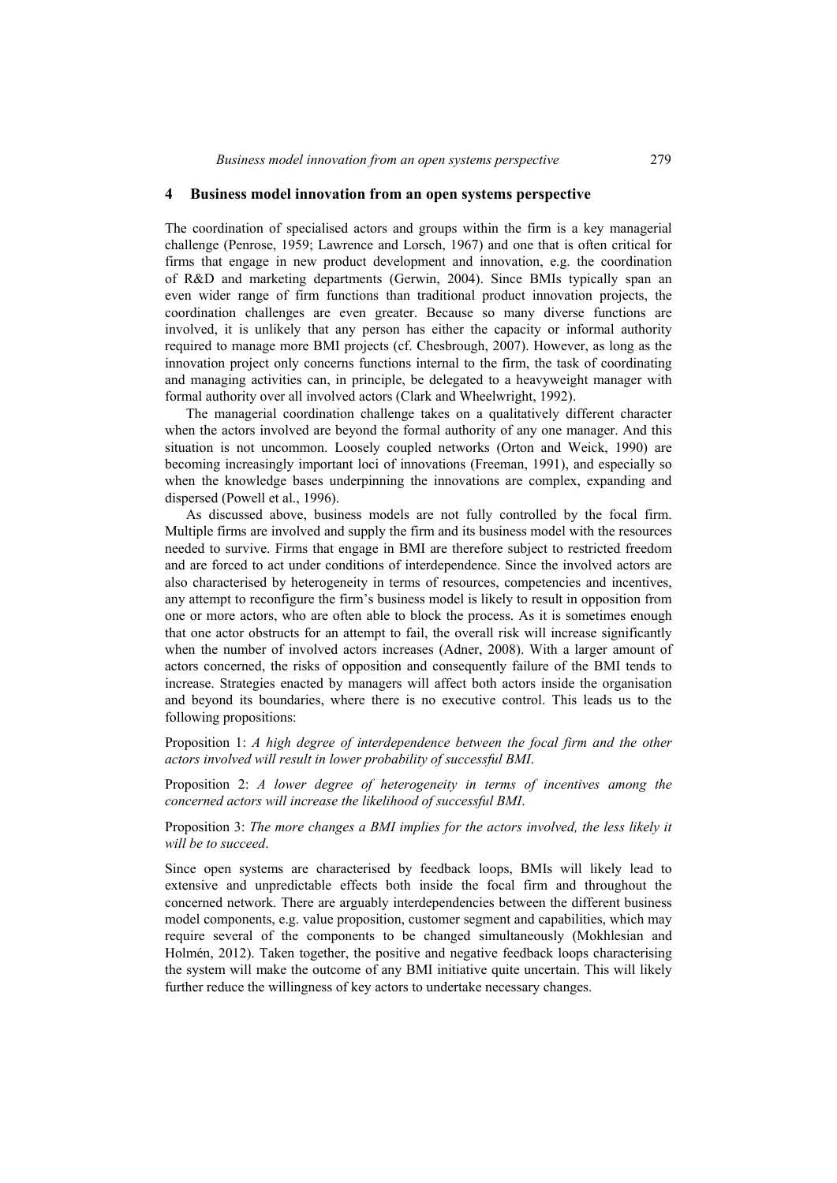## 4 Business model innovation from an open systems perspective

The coordination of specialised actors and groups within the firm is a key managerial challenge (Penrose, 1959; Lawrence and Lorsch, 1967) and one that is often critical for firms that engage in new product development and innovation, e.g. the coordination of R&D and marketing departments (Gerwin, 2004). Since BMIs typically span an even wider range of firm functions than traditional product innovation projects, the coordination challenges are even greater. Because so many diverse functions are involved, it is unlikely that any person has either the capacity or informal authority required to manage more BMI projects (cf. Chesbrough, 2007). However, as long as the innovation project only concerns functions internal to the firm, the task of coordinating and managing activities can, in principle, be delegated to a heavyweight manager with formal authority over all involved actors (Clark and Wheelwright, 1992).

The managerial coordination challenge takes on a qualitatively different character when the actors involved are beyond the formal authority of any one manager. And this situation is not uncommon. Loosely coupled networks (Orton and Weick, 1990) are becoming increasingly important loci of innovations (Freeman, 1991), and especially so when the knowledge bases underpinning the innovations are complex, expanding and dispersed (Powell et al., 1996).

As discussed above, business models are not fully controlled by the focal firm. Multiple firms are involved and supply the firm and its business model with the resources needed to survive. Firms that engage in BMI are therefore subject to restricted freedom and are forced to act under conditions of interdependence. Since the involved actors are also characterised by heterogeneity in terms of resources, competencies and incentives, any attempt to reconfigure the firm's business model is likely to result in opposition from one or more actors, who are often able to block the process. As it is sometimes enough that one actor obstructs for an attempt to fail, the overall risk will increase significantly when the number of involved actors increases (Adner, 2008). With a larger amount of actors concerned, the risks of opposition and consequently failure of the BMI tends to increase. Strategies enacted by managers will affect both actors inside the organisation and beyond its boundaries, where there is no executive control. This leads us to the following propositions:

Proposition 1: *A high degree of interdependence between the focal firm and the other actors involved will result in lower probability of successful BMI.*

Proposition 2: *A lower degree of heterogeneity in terms of incentives among the concerned actors will increase the likelihood of successful BMI.*

Proposition 3: *The more changes a BMI implies for the actors involved, the less likely it will be to succeed.*

Since open systems are characterised by feedback loops, BMIs will likely lead to extensive and unpredictable effects both inside the focal firm and throughout the concerned network. There are arguably interdependencies between the different business model components, e.g. value proposition, customer segment and capabilities, which may require several of the components to be changed simultaneously (Mokhlesian and Holmén, 2012). Taken together, the positive and negative feedback loops characterising the system will make the outcome of any BMI initiative quite uncertain. This will likely further reduce the willingness of key actors to undertake necessary changes.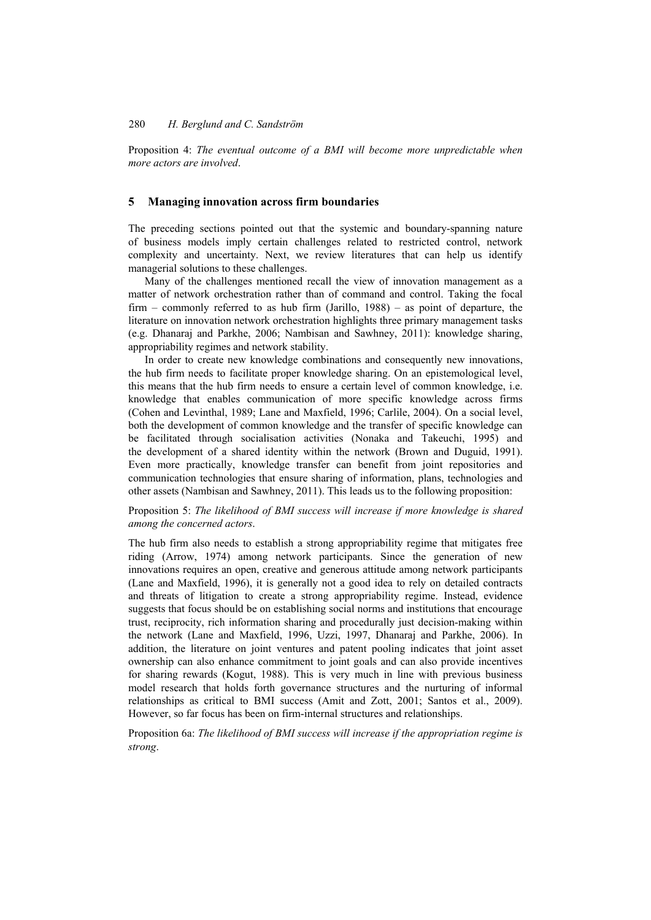Proposition 4: *The eventual outcome of a BMI will become more unpredictable when more actors are involved*.

## 5 Managing innovation across firm boundaries

The preceding sections pointed out that the systemic and boundary-spanning nature of business models imply certain challenges related to restricted control, network complexity and uncertainty. Next, we review literatures that can help us identify managerial solutions to these challenges.

Many of the challenges mentioned recall the view of innovation management as a matter of network orchestration rather than of command and control. Taking the focal firm – commonly referred to as hub firm (Jarillo, 1988) – as point of departure, the literature on innovation network orchestration highlights three primary management tasks (e.g. Dhanaraj and Parkhe, 2006; Nambisan and Sawhney, 2011): knowledge sharing, appropriability regimes and network stability.

In order to create new knowledge combinations and consequently new innovations, the hub firm needs to facilitate proper knowledge sharing. On an epistemological level, this means that the hub firm needs to ensure a certain level of common knowledge, i.e. knowledge that enables communication of more specific knowledge across firms (Cohen and Levinthal, 1989; Lane and Maxfield, 1996; Carlile, 2004). On a social level, both the development of common knowledge and the transfer of specific knowledge can be facilitated through socialisation activities (Nonaka and Takeuchi, 1995) and the development of a shared identity within the network (Brown and Duguid, 1991). Even more practically, knowledge transfer can benefit from joint repositories and communication technologies that ensure sharing of information, plans, technologies and other assets (Nambisan and Sawhney, 2011). This leads us to the following proposition:

Proposition 5: *The likelihood of BMI success will increase if more knowledge is shared among the concerned actors*.

The hub firm also needs to establish a strong appropriability regime that mitigates free riding (Arrow, 1974) among network participants. Since the generation of new innovations requires an open, creative and generous attitude among network participants (Lane and Maxfield, 1996), it is generally not a good idea to rely on detailed contracts and threats of litigation to create a strong appropriability regime. Instead, evidence suggests that focus should be on establishing social norms and institutions that encourage trust, reciprocity, rich information sharing and procedurally just decision-making within the network (Lane and Maxfield, 1996, Uzzi, 1997, Dhanaraj and Parkhe, 2006). In addition, the literature on joint ventures and patent pooling indicates that joint asset ownership can also enhance commitment to joint goals and can also provide incentives for sharing rewards (Kogut, 1988). This is very much in line with previous business model research that holds forth governance structures and the nurturing of informal relationships as critical to BMI success (Amit and Zott, 2001; Santos et al., 2009). However, so far focus has been on firm-internal structures and relationships.

Proposition 6a: *The likelihood of BMI success will increase if the appropriation regime is strong*.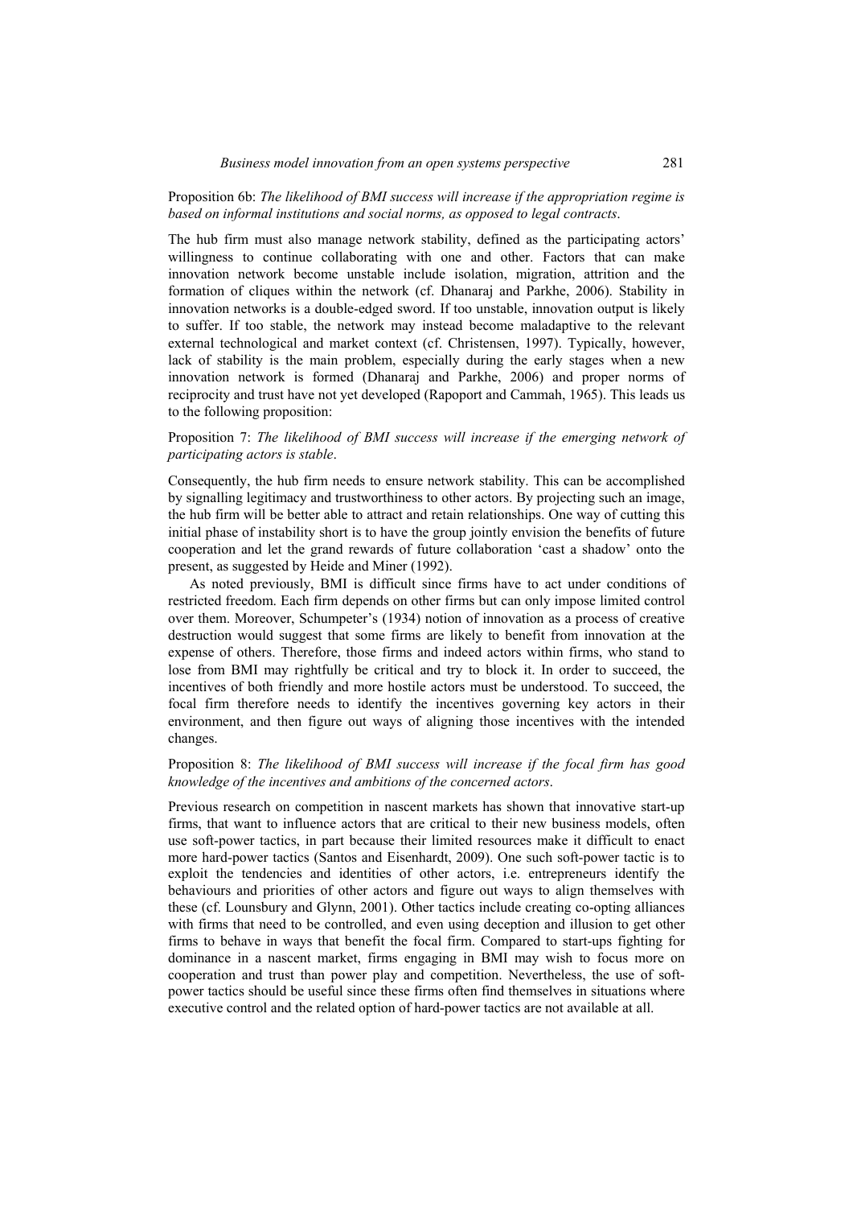Proposition 6b: *The likelihood of BMI success will increase if the appropriation regime is based on informal institutions and social norms, as opposed to legal contracts*.

The hub firm must also manage network stability, defined as the participating actors' willingness to continue collaborating with one and other. Factors that can make innovation network become unstable include isolation, migration, attrition and the formation of cliques within the network (cf. Dhanaraj and Parkhe, 2006). Stability in innovation networks is a double-edged sword. If too unstable, innovation output is likely to suffer. If too stable, the network may instead become maladaptive to the relevant external technological and market context (cf. Christensen, 1997). Typically, however, lack of stability is the main problem, especially during the early stages when a new innovation network is formed (Dhanaraj and Parkhe, 2006) and proper norms of reciprocity and trust have not yet developed (Rapoport and Cammah, 1965). This leads us to the following proposition:

Proposition 7: *The likelihood of BMI success will increase if the emerging network of participating actors is stable*.

Consequently, the hub firm needs to ensure network stability. This can be accomplished by signalling legitimacy and trustworthiness to other actors. By projecting such an image, the hub firm will be better able to attract and retain relationships. One way of cutting this initial phase of instability short is to have the group jointly envision the benefits of future cooperation and let the grand rewards of future collaboration 'cast a shadow' onto the present, as suggested by Heide and Miner (1992).

As noted previously, BMI is difficult since firms have to act under conditions of restricted freedom. Each firm depends on other firms but can only impose limited control over them. Moreover, Schumpeter's (1934) notion of innovation as a process of creative destruction would suggest that some firms are likely to benefit from innovation at the expense of others. Therefore, those firms and indeed actors within firms, who stand to lose from BMI may rightfully be critical and try to block it. In order to succeed, the incentives of both friendly and more hostile actors must be understood. To succeed, the focal firm therefore needs to identify the incentives governing key actors in their environment, and then figure out ways of aligning those incentives with the intended changes.

Proposition 8: *The likelihood of BMI success will increase if the focal firm has good knowledge of the incentives and ambitions of the concerned actors*.

Previous research on competition in nascent markets has shown that innovative start-up firms, that want to influence actors that are critical to their new business models, often use soft-power tactics, in part because their limited resources make it difficult to enact more hard-power tactics (Santos and Eisenhardt, 2009). One such soft-power tactic is to exploit the tendencies and identities of other actors, i.e. entrepreneurs identify the behaviours and priorities of other actors and figure out ways to align themselves with these (cf. Lounsbury and Glynn, 2001). Other tactics include creating co-opting alliances with firms that need to be controlled, and even using deception and illusion to get other firms to behave in ways that benefit the focal firm. Compared to start-ups fighting for dominance in a nascent market, firms engaging in BMI may wish to focus more on cooperation and trust than power play and competition. Nevertheless, the use of soft-power tactics should be useful since these firms often find themselves in situations where executive control and the related option of hard-power tactics are not available at all.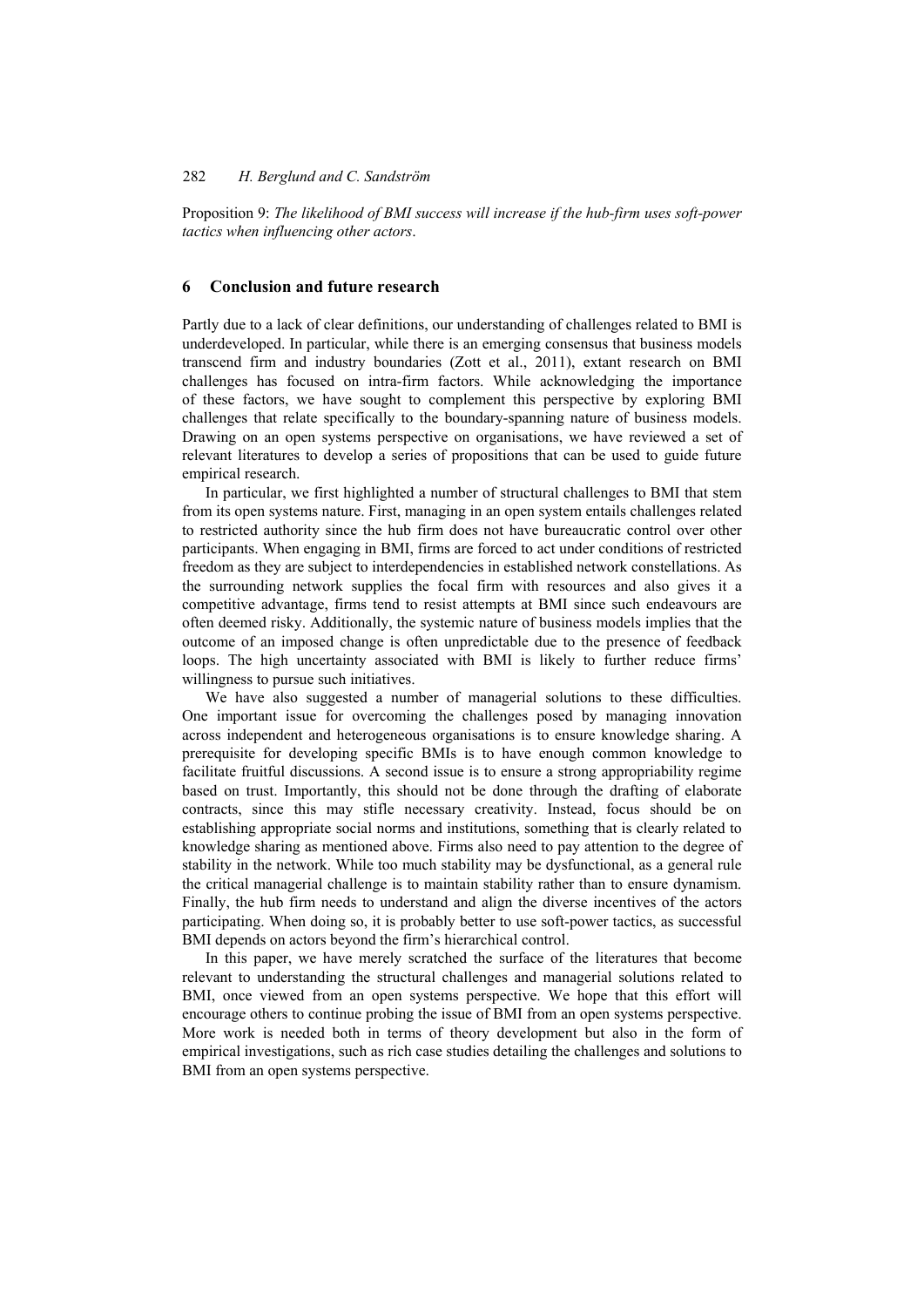Proposition 9: *The likelihood of BMI success will increase if the hub-firm uses soft-power tactics when influencing other actors*.

## 6 Conclusion and future research

Partly due to a lack of clear definitions, our understanding of challenges related to BMI is underdeveloped. In particular, while there is an emerging consensus that business models transcend firm and industry boundaries (Zott et al., 2011), extant research on BMI challenges has focused on intra-firm factors. While acknowledging the importance of these factors, we have sought to complement this perspective by exploring BMI challenges that relate specifically to the boundary-spanning nature of business models. Drawing on an open systems perspective on organisations, we have reviewed a set of relevant literatures to develop a series of propositions that can be used to guide future empirical research.

In particular, we first highlighted a number of structural challenges to BMI that stem from its open systems nature. First, managing in an open system entails challenges related to restricted authority since the hub firm does not have bureaucratic control over other participants. When engaging in BMI, firms are forced to act under conditions of restricted freedom as they are subject to interdependencies in established network constellations. As the surrounding network supplies the focal firm with resources and also gives it a competitive advantage, firms tend to resist attempts at BMI since such endeavours are often deemed risky. Additionally, the systemic nature of business models implies that the outcome of an imposed change is often unpredictable due to the presence of feedback loops. The high uncertainty associated with BMI is likely to further reduce firms' willingness to pursue such initiatives.

We have also suggested a number of managerial solutions to these difficulties. One important issue for overcoming the challenges posed by managing innovation across independent and heterogeneous organisations is to ensure knowledge sharing. A prerequisite for developing specific BMIs is to have enough common knowledge to facilitate fruitful discussions. A second issue is to ensure a strong appropriability regime based on trust. Importantly, this should not be done through the drafting of elaborate contracts, since this may stifle necessary creativity. Instead, focus should be on establishing appropriate social norms and institutions, something that is clearly related to knowledge sharing as mentioned above. Firms also need to pay attention to the degree of stability in the network. While too much stability may be dysfunctional, as a general rule the critical managerial challenge is to maintain stability rather than to ensure dynamism. Finally, the hub firm needs to understand and align the diverse incentives of the actors participating. When doing so, it is probably better to use soft-power tactics, as successful BMI depends on actors beyond the firm's hierarchical control.

In this paper, we have merely scratched the surface of the literatures that become relevant to understanding the structural challenges and managerial solutions related to BMI, once viewed from an open systems perspective. We hope that this effort will encourage others to continue probing the issue of BMI from an open systems perspective. More work is needed both in terms of theory development but also in the form of empirical investigations, such as rich case studies detailing the challenges and solutions to BMI from an open systems perspective.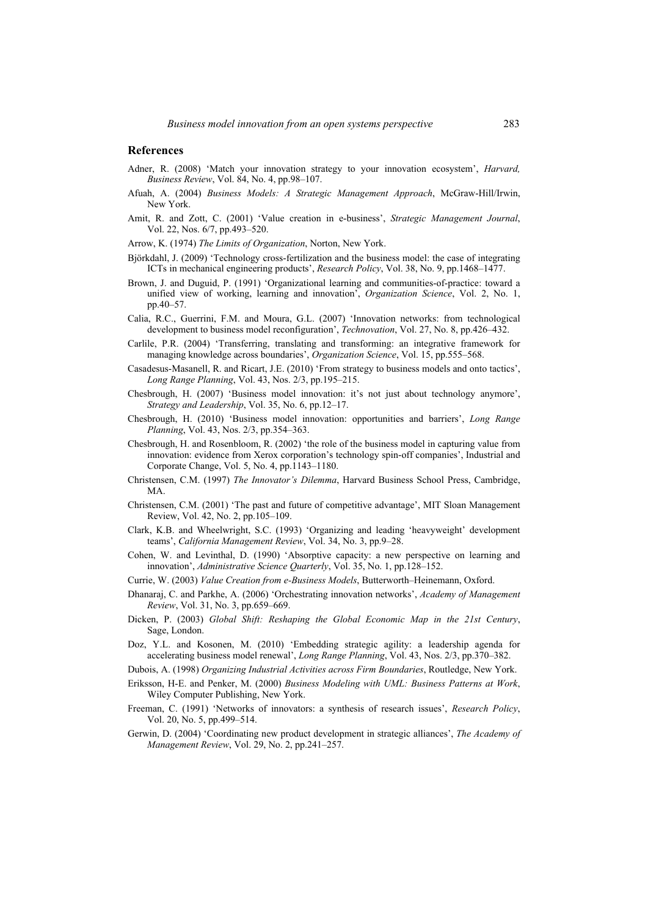## References

Adner, R. (2008) 'Match your innovation strategy to your innovation ecosystem', *Harvard, Business Review*, Vol. 84, No. 4, pp.98–107.

Afuah, A. (2004) *Business Models: A Strategic Management Approach*, McGraw-Hill/Irwin, New York.

Amit, R. and Zott, C. (2001) 'Value creation in e-business', *Strategic Management Journal*, Vol. 22, Nos. 6/7, pp.493–520.

Arrow, K. (1974) *The Limits of Organization*, Norton, New York.

Björkdahl, J. (2009) 'Technology cross-fertilization and the business model: the case of integrating ICTs in mechanical engineering products', *Research Policy*, Vol. 38, No. 9, pp.1468–1477.

Brown, J. and Duguid, P. (1991) 'Organizational learning and communities-of-practice: toward a unified view of working, learning and innovation', *Organization Science*, Vol. 2, No. 1, pp.40–57.

Calia, R.C., Guerrini, F.M. and Moura, G.L. (2007) 'Innovation networks: from technological development to business model reconfiguration', *Technovation*, Vol. 27, No. 8, pp.426–432.

Carlile, P.R. (2004) 'Transferring, translating and transforming: an integrative framework for managing knowledge across boundaries', *Organization Science*, Vol. 15, pp.555–568.

Casadesus-Masanell, R. and Ricart, J.E. (2010) 'From strategy to business models and onto tactics', *Long Range Planning*, Vol. 43, Nos. 2/3, pp.195–215.

Chesbrough, H. (2007) 'Business model innovation: it's not just about technology anymore', *Strategy and Leadership*, Vol. 35, No. 6, pp.12–17.

Chesbrough, H. (2010) 'Business model innovation: opportunities and barriers', *Long Range Planning*, Vol. 43, Nos. 2/3, pp.354–363.

Chesbrough, H. and Rosenbloom, R. (2002) 'the role of the business model in capturing value from innovation: evidence from Xerox corporation's technology spin-off companies', Industrial and Corporate Change, Vol. 5, No. 4, pp.1143–1180.

Christensen, C.M. (1997) *The Innovator's Dilemma*, Harvard Business School Press, Cambridge, MA.

Christensen, C.M. (2001) 'The past and future of competitive advantage', MIT Sloan Management Review, Vol. 42, No. 2, pp.105–109.

Clark, K.B. and Wheelwright, S.C. (1993) 'Organizing and leading 'heavyweight' development teams', *California Management Review*, Vol. 34, No. 3, pp.9–28.

Cohen, W. and Levinthal, D. (1990) 'Absorptive capacity: a new perspective on learning and innovation', *Administrative Science Quarterly*, Vol. 35, No. 1, pp.128–152.

Currie, W. (2003) *Value Creation from e-Business Models*, Butterworth–Heinemann, Oxford.

Dhanaraj, C. and Parkhe, A. (2006) 'Orchestrating innovation networks', *Academy of Management Review*, Vol. 31, No. 3, pp.659–669.

Dicken, P. (2003) *Global Shift: Reshaping the Global Economic Map in the 21st Century*, Sage, London.

Doz, Y.L. and Kosonen, M. (2010) 'Embedding strategic agility: a leadership agenda for accelerating business model renewal', *Long Range Planning*, Vol. 43, Nos. 2/3, pp.370–382.

Dubois, A. (1998) *Organizing Industrial Activities across Firm Boundaries*, Routledge, New York.

Eriksson, H-E. and Penker, M. (2000) *Business Modeling with UML: Business Patterns at Work*, Wiley Computer Publishing, New York.

Freeman, C. (1991) 'Networks of innovators: a synthesis of research issues', *Research Policy*, Vol. 20, No. 5, pp.499–514.

Gerwin, D. (2004) 'Coordinating new product development in strategic alliances', *The Academy of Management Review*, Vol. 29, No. 2, pp.241–257.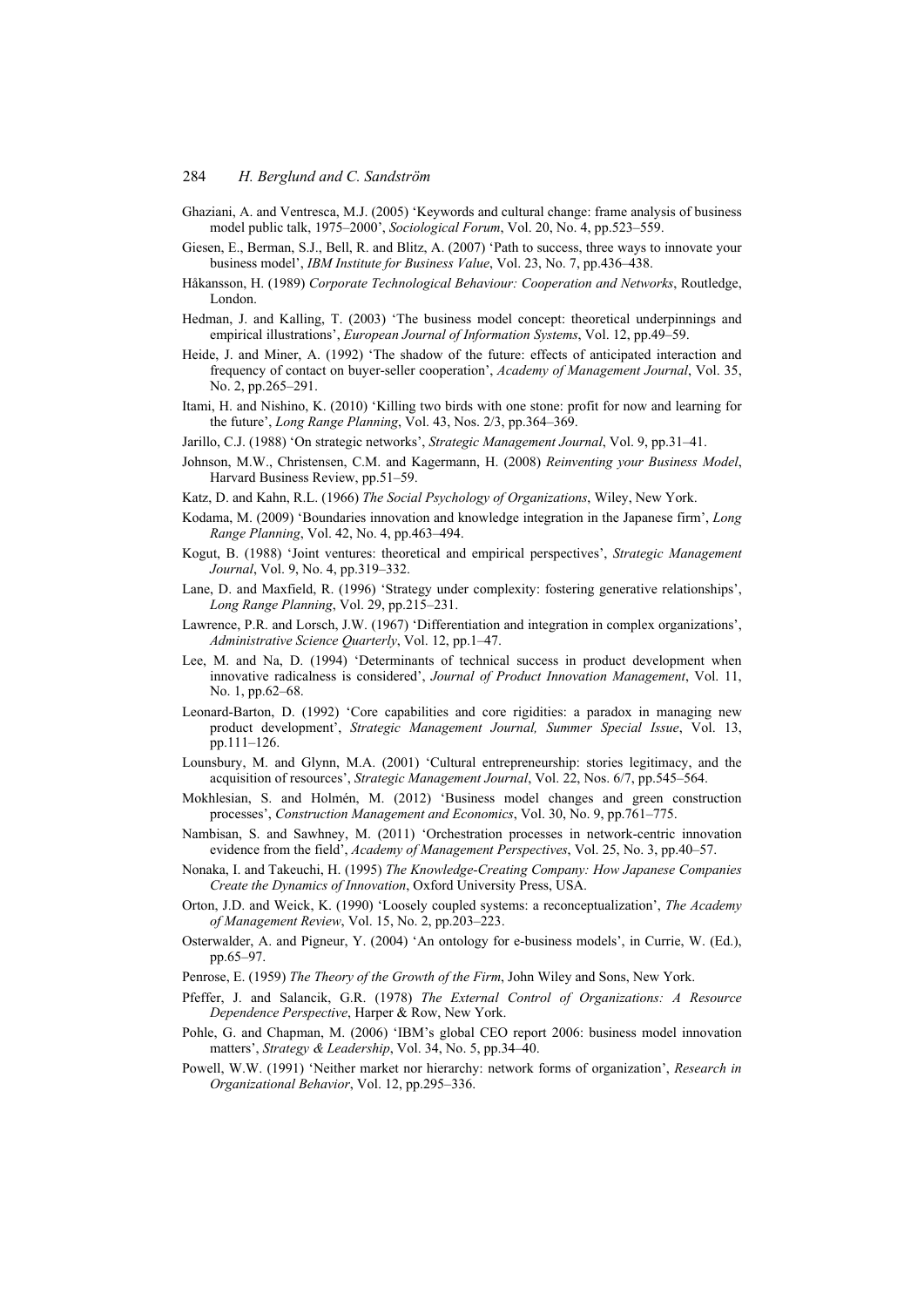Ghaziani, A. and Ventresca, M.J. (2005) 'Keywords and cultural change: frame analysis of business model public talk, 1975–2000', *Sociological Forum*, Vol. 20, No. 4, pp.523–559.

Giesen, E., Berman, S.J., Bell, R. and Blitz, A. (2007) 'Path to success, three ways to innovate your business model', *IBM Institute for Business Value*, Vol. 23, No. 7, pp.436–438.

Håkansson, H. (1989) *Corporate Technological Behaviour: Cooperation and Networks*, Routledge, London.

Hedman, J. and Kalling, T. (2003) 'The business model concept: theoretical underpinnings and empirical illustrations', *European Journal of Information Systems*, Vol. 12, pp.49–59.

Heide, J. and Miner, A. (1992) 'The shadow of the future: effects of anticipated interaction and frequency of contact on buyer-seller cooperation', *Academy of Management Journal*, Vol. 35, No. 2, pp.265–291.

Itami, H. and Nishino, K. (2010) 'Killing two birds with one stone: profit for now and learning for the future', *Long Range Planning*, Vol. 43, Nos. 2/3, pp.364–369.

Jarillo, C.J. (1988) 'On strategic networks', *Strategic Management Journal*, Vol. 9, pp.31–41.

Johnson, M.W., Christensen, C.M. and Kagermann, H. (2008) *Reinventing your Business Model*, Harvard Business Review, pp.51–59.

Katz, D. and Kahn, R.L. (1966) *The Social Psychology of Organizations*, Wiley, New York.

Kodama, M. (2009) 'Boundaries innovation and knowledge integration in the Japanese firm', *Long Range Planning*, Vol. 42, No. 4, pp.463–494.

Kogut, B. (1988) 'Joint ventures: theoretical and empirical perspectives', *Strategic Management Journal*, Vol. 9, No. 4, pp.319–332.

Lane, D. and Maxfield, R. (1996) 'Strategy under complexity: fostering generative relationships', *Long Range Planning*, Vol. 29, pp.215–231.

Lawrence, P.R. and Lorsch, J.W. (1967) 'Differentiation and integration in complex organizations', *Administrative Science Quarterly*, Vol. 12, pp.1–47.

Lee, M. and Na, D. (1994) 'Determinants of technical success in product development when innovative radicalness is considered', *Journal of Product Innovation Management*, Vol. 11, No. 1, pp.62–68.

Leonard-Barton, D. (1992) 'Core capabilities and core rigidities: a paradox in managing new product development', *Strategic Management Journal, Summer Special Issue*, Vol. 13, pp.111–126.

Lounsbury, M. and Glynn, M.A. (2001) 'Cultural entrepreneurship: stories legitimacy, and the acquisition of resources', *Strategic Management Journal*, Vol. 22, Nos. 6/7, pp.545–564.

Mokhlesian, S. and Holmén, M. (2012) 'Business model changes and green construction processes', *Construction Management and Economics*, Vol. 30, No. 9, pp.761–775.

Nambisan, S. and Sawhney, M. (2011) 'Orchestration processes in network-centric innovation evidence from the field', *Academy of Management Perspectives*, Vol. 25, No. 3, pp.40–57.

Nonaka, I. and Takeuchi, H. (1995) *The Knowledge-Creating Company: How Japanese Companies Create the Dynamics of Innovation*, Oxford University Press, USA.

Orton, J.D. and Weick, K. (1990) 'Loosely coupled systems: a reconceptualization', *The Academy of Management Review*, Vol. 15, No. 2, pp.203–223.

Osterwalder, A. and Pigneur, Y. (2004) 'An ontology for e-business models', in Currie, W. (Ed.), pp.65–97.

Penrose, E. (1959) *The Theory of the Growth of the Firm*, John Wiley and Sons, New York.

Pfeffer, J. and Salancik, G.R. (1978) *The External Control of Organizations: A Resource Dependence Perspective*, Harper & Row, New York.

Pohle, G. and Chapman, M. (2006) 'IBM's global CEO report 2006: business model innovation matters', *Strategy & Leadership*, Vol. 34, No. 5, pp.34–40.

Powell, W.W. (1991) 'Neither market nor hierarchy: network forms of organization', *Research in Organizational Behavior*, Vol. 12, pp.295–336.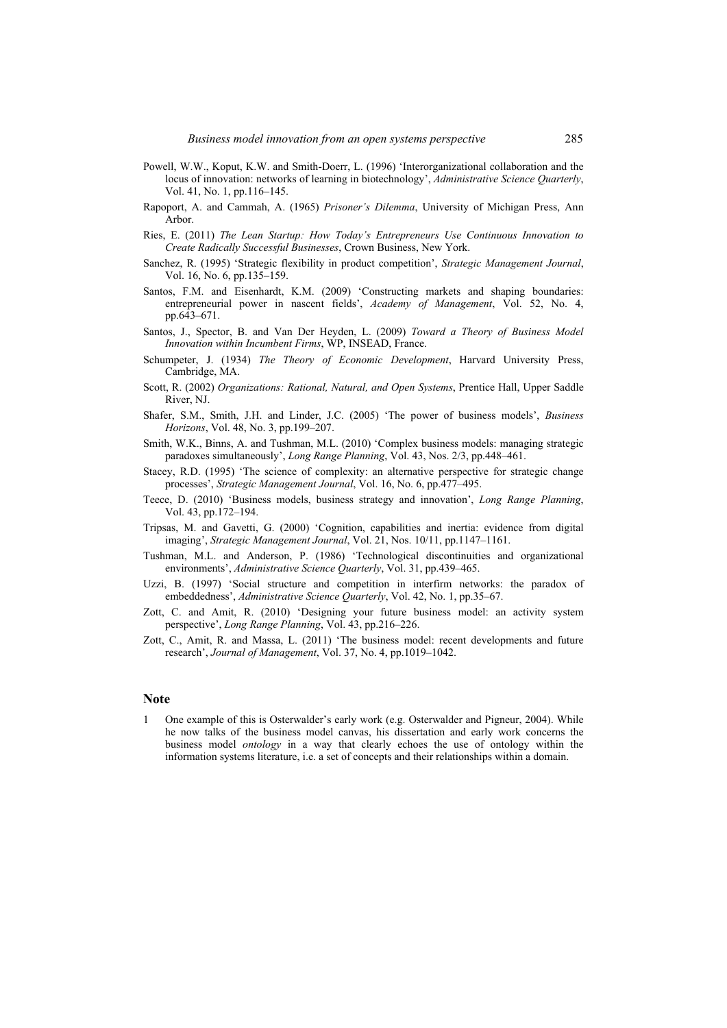Powell, W.W., Koput, K.W. and Smith-Doerr, L. (1996) 'Interorganizational collaboration and the locus of innovation: networks of learning in biotechnology', *Administrative Science Quarterly*, Vol. 41, No. 1, pp.116–145.

Rapoport, A. and Cammah, A. (1965) *Prisoner's Dilemma*, University of Michigan Press, Ann Arbor.

Ries, E. (2011) *The Lean Startup: How Today's Entrepreneurs Use Continuous Innovation to Create Radically Successful Businesses*, Crown Business, New York.

Sanchez, R. (1995) 'Strategic flexibility in product competition', *Strategic Management Journal*, Vol. 16, No. 6, pp.135–159.

Santos, F.M. and Eisenhardt, K.M. (2009) 'Constructing markets and shaping boundaries: entrepreneurial power in nascent fields', *Academy of Management*, Vol. 52, No. 4, pp.643–671.

Santos, J., Spector, B. and Van Der Heyden, L. (2009) *Toward a Theory of Business Model Innovation within Incumbent Firms*, WP, INSEAD, France.

Schumpeter, J. (1934) *The Theory of Economic Development*, Harvard University Press, Cambridge, MA.

Scott, R. (2002) *Organizations: Rational, Natural, and Open Systems*, Prentice Hall, Upper Saddle River, NJ.

Shafer, S.M., Smith, J.H. and Linder, J.C. (2005) 'The power of business models', *Business Horizons*, Vol. 48, No. 3, pp.199–207.

Smith, W.K., Binns, A. and Tushman, M.L. (2010) 'Complex business models: managing strategic paradoxes simultaneously', *Long Range Planning*, Vol. 43, Nos. 2/3, pp.448–461.

Stacey, R.D. (1995) 'The science of complexity: an alternative perspective for strategic change processes', *Strategic Management Journal*, Vol. 16, No. 6, pp.477–495.

Teece, D. (2010) 'Business models, business strategy and innovation', *Long Range Planning*, Vol. 43, pp.172–194.

Tripsas, M. and Gavetti, G. (2000) 'Cognition, capabilities and inertia: evidence from digital imaging', *Strategic Management Journal*, Vol. 21, Nos. 10/11, pp.1147–1161.

Tushman, M.L. and Anderson, P. (1986) 'Technological discontinuities and organizational environments', *Administrative Science Quarterly*, Vol. 31, pp.439–465.

Uzzi, B. (1997) 'Social structure and competition in interfirm networks: the paradox of embeddedness', *Administrative Science Quarterly*, Vol. 42, No. 1, pp.35–67.

Zott, C. and Amit, R. (2010) 'Designing your future business model: an activity system perspective', *Long Range Planning*, Vol. 43, pp.216–226.

Zott, C., Amit, R. and Massa, L. (2011) 'The business model: recent developments and future research', *Journal of Management*, Vol. 37, No. 4, pp.1019–1042.

## Note

1 One example of this is Osterwalder's early work (e.g. Osterwalder and Pigneur, 2004). While he now talks of the business model canvas, his dissertation and early work concerns the business model *ontology* in a way that clearly echoes the use of ontology within the information systems literature, i.e. a set of concepts and their relationships within a domain.